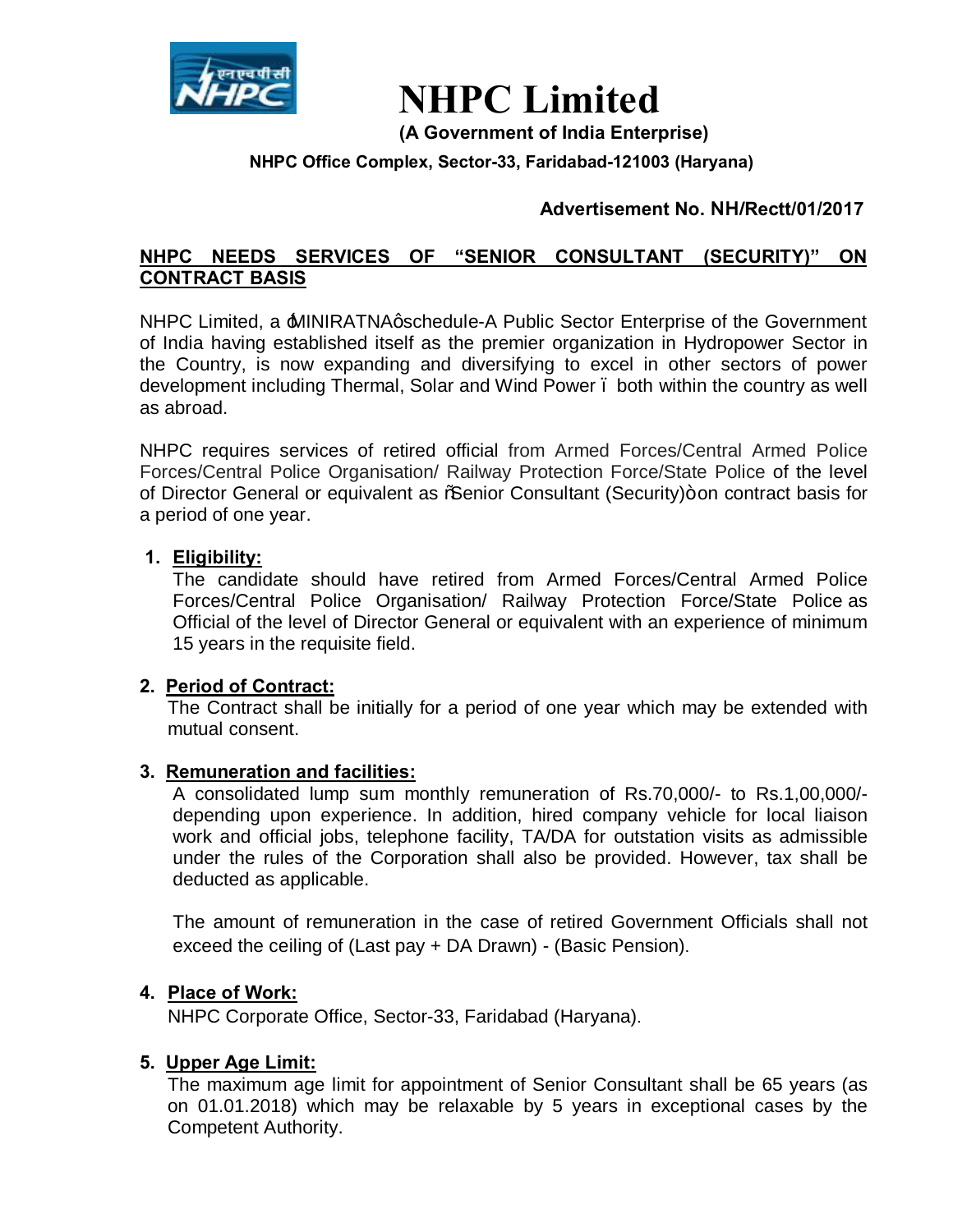# NHPC Limited

**(A Government of India Enterprise)**

**NHPC Office Complex, Sector-33, Faridabad-121003 (Haryana)**

**Advertisement No. NH/Rectt/01/2017**

## NHPC NEEDS SERVICES OF "SENIOR CONSULTANT (SECURITY)" ON CONTRACT BASIS

NHPC Limited, a 'MINIRATNA' schedule-A Public Sector Enterprise of the Government of India having established itself as the premier organization in Hydropower Sector in the Country, is now expanding and diversifying to excel in other sectors of power development including Thermal, Solar and Wind Power – both within the country as well as abroad.

NHPC requires services of retired official from Armed Forces/Central Armed Police Forces/Central Police Organisation/ Railway Protection Force/State Police of the level of Director General or equivalent as "Senior Consultant (Security)" on contract basis for a period of one year.

1. **Eligibility:**
   The candidate should have retired from Armed Forces/Central Armed Police Forces/Central Police Organisation/ Railway Protection Force/State Police as Official of the level of Director General or equivalent with an experience of minimum 15 years in the requisite field.

2. **Period of Contract:**
   The Contract shall be initially for a period of one year which may be extended with mutual consent.

3. **Remuneration and facilities:**
   A consolidated lump sum monthly remuneration of Rs.70,000/- to Rs.1,00,000/- depending upon experience. In addition, hired company vehicle for local liaison work and official jobs, telephone facility, TA/DA for outstation visits as admissible under the rules of the Corporation shall also be provided. However, tax shall be deducted as applicable.

   The amount of remuneration in the case of retired Government Officials shall not exceed the ceiling of (Last pay + DA Drawn) - (Basic Pension).

4. **Place of Work:**
   NHPC Corporate Office, Sector-33, Faridabad (Haryana).

5. **Upper Age Limit:**
   The maximum age limit for appointment of Senior Consultant shall be 65 years (as on 01.01.2018) which may be relaxable by 5 years in exceptional cases by the Competent Authority.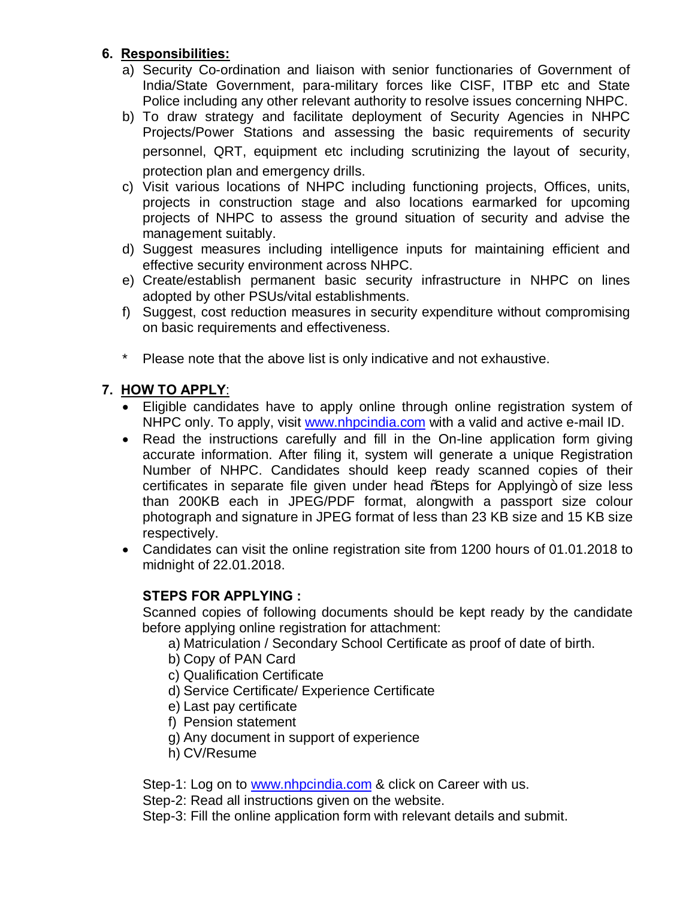## 6. Responsibilities:

a) Security Co-ordination and liaison with senior functionaries of Government of India/State Government, para-military forces like CISF, ITBP etc and State Police including any other relevant authority to resolve issues concerning NHPC.

b) To draw strategy and facilitate deployment of Security Agencies in NHPC Projects/Power Stations and assessing the basic requirements of security personnel, QRT, equipment etc including scrutinizing the layout of security, protection plan and emergency drills.

c) Visit various locations of NHPC including functioning projects, Offices, units, projects in construction stage and also locations earmarked for upcoming projects of NHPC to assess the ground situation of security and advise the management suitably.

d) Suggest measures including intelligence inputs for maintaining efficient and effective security environment across NHPC.

e) Create/establish permanent basic security infrastructure in NHPC on lines adopted by other PSUs/vital establishments.

f) Suggest, cost reduction measures in security expenditure without compromising on basic requirements and effectiveness.

\* Please note that the above list is only indicative and not exhaustive.

## 7. HOW TO APPLY:

- Eligible candidates have to apply online through online registration system of NHPC only. To apply, visit www.nhpcindia.com with a valid and active e-mail ID.
- Read the instructions carefully and fill in the On-line application form giving accurate information. After filing it, system will generate a unique Registration Number of NHPC. Candidates should keep ready scanned copies of their certificates in separate file given under head "Steps for Applying" of size less than 200KB each in JPEG/PDF format, alongwith a passport size colour photograph and signature in JPEG format of less than 23 KB size and 15 KB size respectively.
- Candidates can visit the online registration site from 1200 hours of 01.01.2018 to midnight of 22.01.2018.

### STEPS FOR APPLYING :

Scanned copies of following documents should be kept ready by the candidate before applying online registration for attachment:

a) Matriculation / Secondary School Certificate as proof of date of birth.
b) Copy of PAN Card
c) Qualification Certificate
d) Service Certificate/ Experience Certificate
e) Last pay certificate
f) Pension statement
g) Any document in support of experience
h) CV/Resume

Step-1: Log on to www.nhpcindia.com & click on Career with us.
Step-2: Read all instructions given on the website.
Step-3: Fill the online application form with relevant details and submit.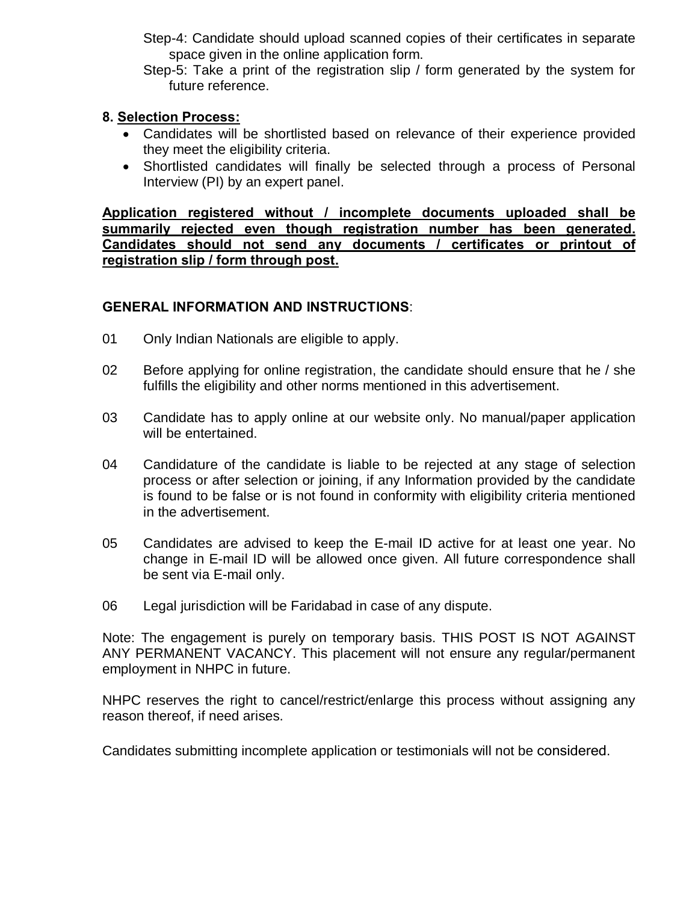Step-4: Candidate should upload scanned copies of their certificates in separate space given in the online application form.

Step-5: Take a print of the registration slip / form generated by the system for future reference.

**8. <u>Selection Process:</u>**

- Candidates will be shortlisted based on relevance of their experience provided they meet the eligibility criteria.
- Shortlisted candidates will finally be selected through a process of Personal Interview (PI) by an expert panel.

**<u>Application registered without / incomplete documents uploaded shall be summarily rejected even though registration number has been generated. Candidates should not send any documents / certificates or printout of registration slip / form through post.</u>**

**GENERAL INFORMATION AND INSTRUCTIONS**:

01 Only Indian Nationals are eligible to apply.

02 Before applying for online registration, the candidate should ensure that he / she fulfills the eligibility and other norms mentioned in this advertisement.

03 Candidate has to apply online at our website only. No manual/paper application will be entertained.

04 Candidature of the candidate is liable to be rejected at any stage of selection process or after selection or joining, if any Information provided by the candidate is found to be false or is not found in conformity with eligibility criteria mentioned in the advertisement.

05 Candidates are advised to keep the E-mail ID active for at least one year. No change in E-mail ID will be allowed once given. All future correspondence shall be sent via E-mail only.

06 Legal jurisdiction will be Faridabad in case of any dispute.

Note: The engagement is purely on temporary basis. THIS POST IS NOT AGAINST ANY PERMANENT VACANCY. This placement will not ensure any regular/permanent employment in NHPC in future.

NHPC reserves the right to cancel/restrict/enlarge this process without assigning any reason thereof, if need arises.

Candidates submitting incomplete application or testimonials will not be considered.